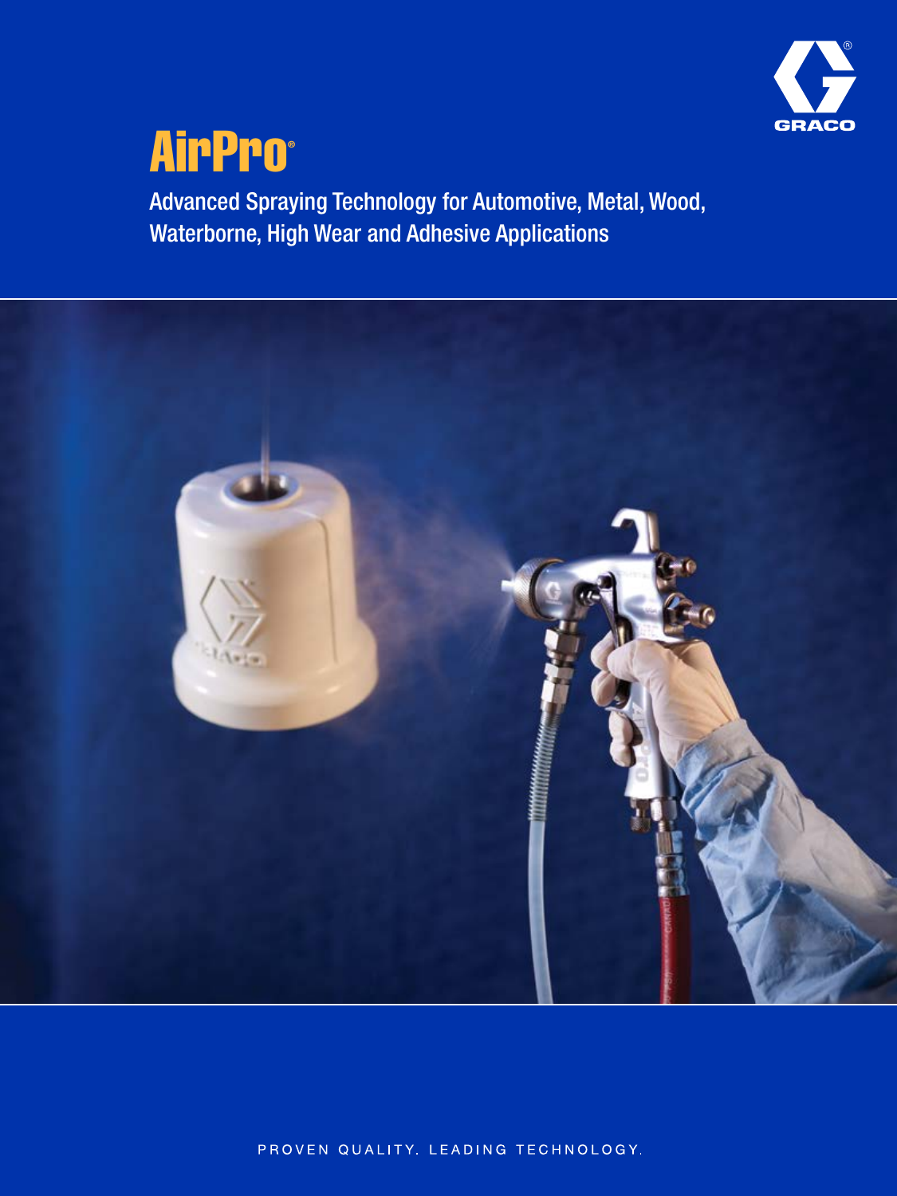GRACO

# AirPro®

Advanced Spraying Technology for Automotive, Metal, Wood, Waterborne, High Wear and Adhesive Applications

PROVEN QUALITY. LEADING TECHNOLOGY.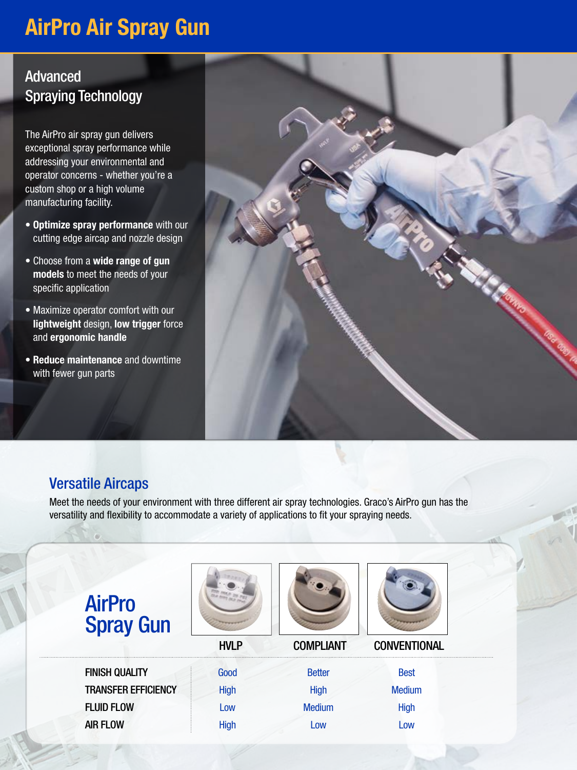# AirPro Air Spray Gun

## Advanced Spraying Technology

The AirPro air spray gun delivers exceptional spray performance while addressing your environmental and operator concerns - whether you're a custom shop or a high volume manufacturing facility.

- **Optimize spray performance** with our cutting edge aircap and nozzle design
- Choose from a **wide range of gun models** to meet the needs of your specific application
- Maximize operator comfort with our **lightweight** design, **low trigger** force and **ergonomic handle**
- **Reduce maintenance** and downtime with fewer gun parts

## Versatile Aircaps

Meet the needs of your environment with three different air spray technologies. Graco's AirPro gun has the versatility and flexibility to accommodate a variety of applications to fit your spraying needs.

| AirPro Spray Gun | HVLP | COMPLIANT | CONVENTIONAL |
|---|---|---|---|
| FINISH QUALITY | Good | Better | Best |
| TRANSFER EFFICIENCY | High | High | Medium |
| FLUID FLOW | Low | Medium | High |
| AIR FLOW | High | Low | Low |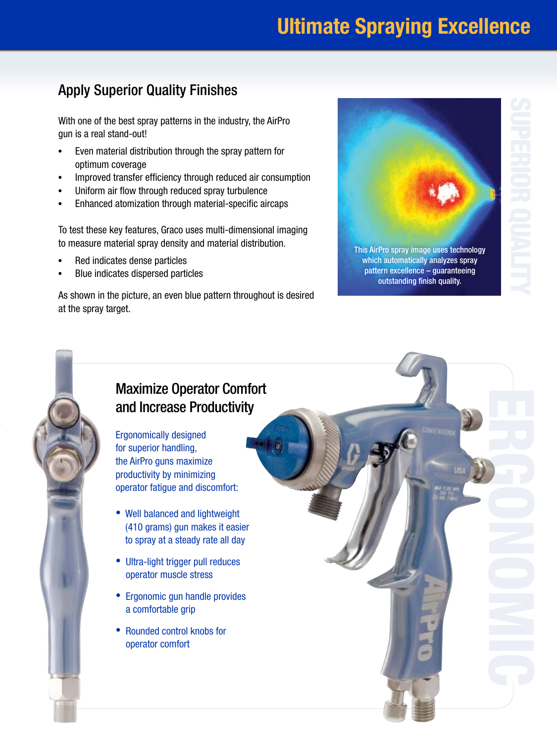# Ultimate Spraying Excellence

## Apply Superior Quality Finishes

With one of the best spray patterns in the industry, the AirPro gun is a real stand-out!

- Even material distribution through the spray pattern for optimum coverage
- Improved transfer efficiency through reduced air consumption
- Uniform air flow through reduced spray turbulence
- Enhanced atomization through material-specific aircaps

To test these key features, Graco uses multi-dimensional imaging to measure material spray density and material distribution.

- Red indicates dense particles
- Blue indicates dispersed particles

As shown in the picture, an even blue pattern throughout is desired at the spray target.

This AirPro spray image uses technology which automatically analyzes spray pattern excellence – guaranteeing outstanding finish quality.

SUPERIOR QUALITY

## Maximize Operator Comfort and Increase Productivity

Ergonomically designed for superior handling, the AirPro guns maximize productivity by minimizing operator fatigue and discomfort:

- Well balanced and lightweight (410 grams) gun makes it easier to spray at a steady rate all day
- Ultra-light trigger pull reduces operator muscle stress
- Ergonomic gun handle provides a comfortable grip
- Rounded control knobs for operator comfort

ERGONOMIC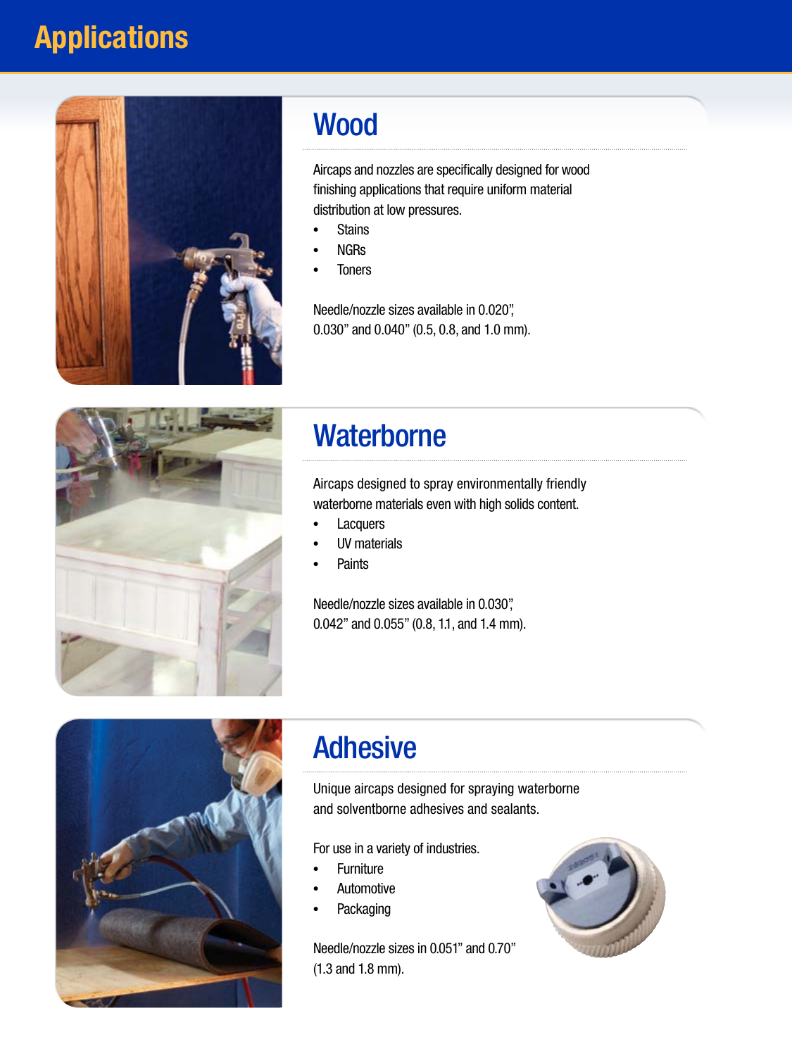# Applications

## Wood

Aircaps and nozzles are specifically designed for wood finishing applications that require uniform material distribution at low pressures.

- Stains
- NGRs
- Toners

Needle/nozzle sizes available in 0.020", 0.030" and 0.040" (0.5, 0.8, and 1.0 mm).

## Waterborne

Aircaps designed to spray environmentally friendly waterborne materials even with high solids content.

- Lacquers
- UV materials
- Paints

Needle/nozzle sizes available in 0.030", 0.042" and 0.055" (0.8, 1.1, and 1.4 mm).

## Adhesive

Unique aircaps designed for spraying waterborne and solventborne adhesives and sealants.

For use in a variety of industries.

- Furniture
- Automotive
- Packaging

Needle/nozzle sizes in 0.051" and 0.70" (1.3 and 1.8 mm).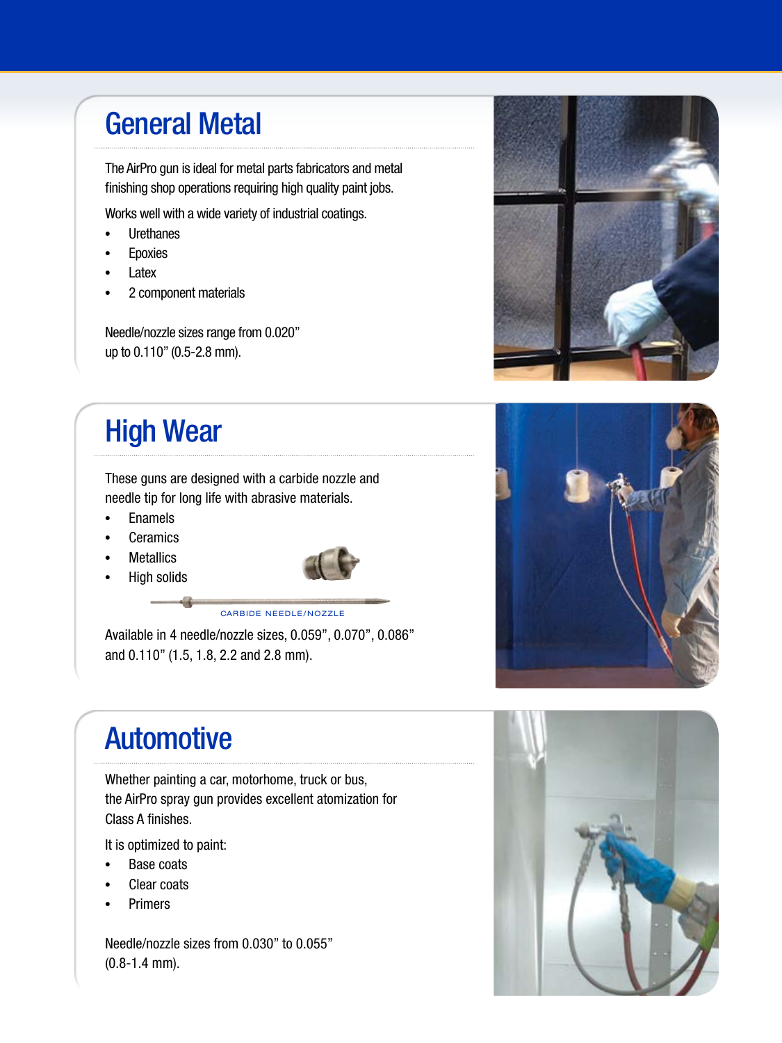## General Metal

The AirPro gun is ideal for metal parts fabricators and metal finishing shop operations requiring high quality paint jobs.

Works well with a wide variety of industrial coatings.

- Urethanes
- Epoxies
- Latex
- 2 component materials

Needle/nozzle sizes range from 0.020" up to 0.110" (0.5-2.8 mm).

## High Wear

These guns are designed with a carbide nozzle and needle tip for long life with abrasive materials.

- Enamels
- Ceramics
- Metallics
- High solids

CARBIDE NEEDLE/NOZZLE

Available in 4 needle/nozzle sizes, 0.059", 0.070", 0.086" and 0.110" (1.5, 1.8, 2.2 and 2.8 mm).

## Automotive

Whether painting a car, motorhome, truck or bus, the AirPro spray gun provides excellent atomization for Class A finishes.

It is optimized to paint:

- Base coats
- Clear coats
- Primers

Needle/nozzle sizes from 0.030" to 0.055" (0.8-1.4 mm).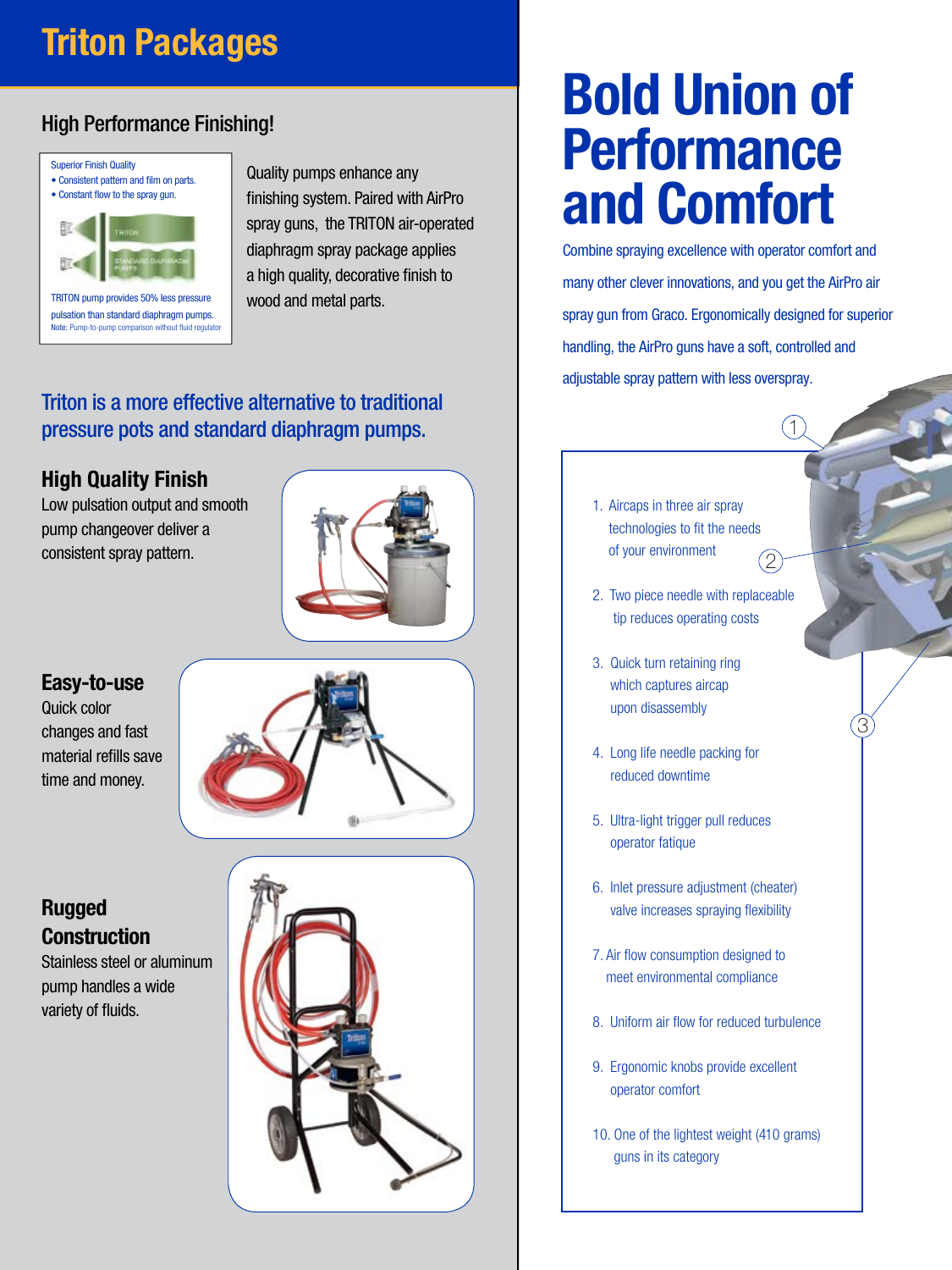# Triton Packages

## High Performance Finishing!

Superior Finish Quality
- Consistent pattern and film on parts.
- Constant flow to the spray gun.

TRITON

STANDARD DIAPHRAGM PUMPS

TRITON pump provides 50% less pressure pulsation than standard diaphragm pumps.
Note: Pump-to-pump comparison without fluid regulator

Quality pumps enhance any finishing system. Paired with AirPro spray guns, the TRITON air-operated diaphragm spray package applies a high quality, decorative finish to wood and metal parts.

### Triton is a more effective alternative to traditional pressure pots and standard diaphragm pumps.

### High Quality Finish

Low pulsation output and smooth pump changeover deliver a consistent spray pattern.

### Easy-to-use

Quick color changes and fast material refills save time and money.

### Rugged Construction

Stainless steel or aluminum pump handles a wide variety of fluids.

# Bold Union of Performance and Comfort

Combine spraying excellence with operator comfort and many other clever innovations, and you get the AirPro air spray gun from Graco. Ergonomically designed for superior handling, the AirPro guns have a soft, controlled and adjustable spray pattern with less overspray.

1. Aircaps in three air spray technologies to fit the needs of your environment
2. Two piece needle with replaceable tip reduces operating costs
3. Quick turn retaining ring which captures aircap upon disassembly
4. Long life needle packing for reduced downtime
5. Ultra-light trigger pull reduces operator fatigue
6. Inlet pressure adjustment (cheater) valve increases spraying flexibility
7. Air flow consumption designed to meet environmental compliance
8. Uniform air flow for reduced turbulence
9. Ergonomic knobs provide excellent operator comfort
10. One of the lightest weight (410 grams) guns in its category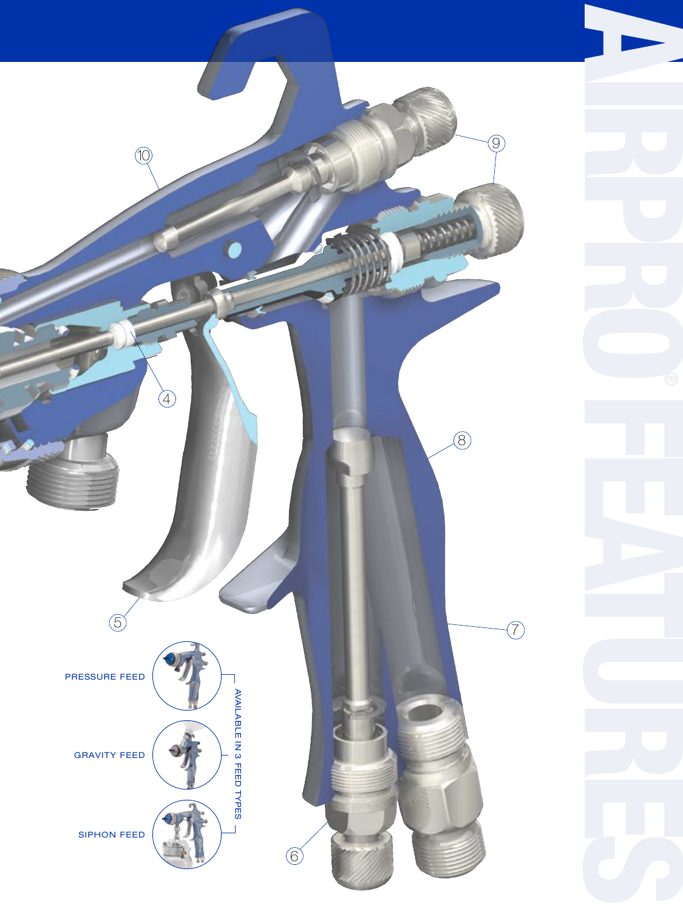# AIRPRO® FEATURES

10

9

4

8

5

7

6

PRESSURE FEED

GRAVITY FEED

SIPHON FEED

AVAILABLE IN 3 FEED TYPES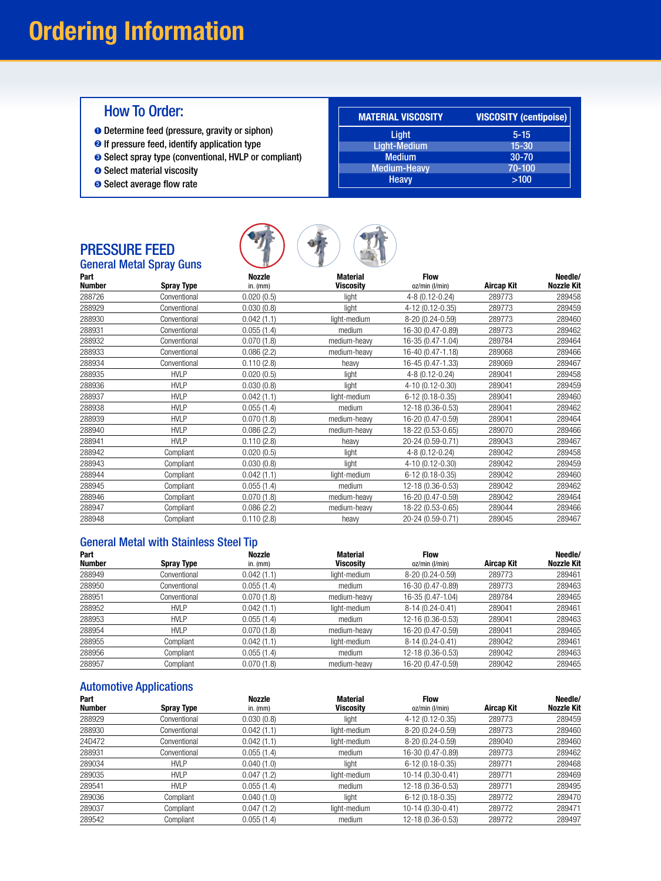# Ordering Information

## How To Order:

1. Determine feed (pressure, gravity or siphon)
2. If pressure feed, identify application type
3. Select spray type (conventional, HVLP or compliant)
4. Select material viscosity
5. Select average flow rate

| MATERIAL VISCOSITY | VISCOSITY (centipoise) |
|---|---|
| Light | 5-15 |
| Light-Medium | 15-30 |
| Medium | 30-70 |
| Medium-Heavy | 70-100 |
| Heavy | >100 |

## PRESSURE FEED

### General Metal Spray Guns

| Part Number | Spray Type | Nozzle in. (mm) | Material Viscosity | Flow oz/min (l/min) | Aircap Kit | Needle/ Nozzle Kit |
|---|---|---|---|---|---|---|
| 288726 | Conventional | 0.020 (0.5) | light | 4-8 (0.12-0.24) | 289773 | 289458 |
| 288929 | Conventional | 0.030 (0.8) | light | 4-12 (0.12-0.35) | 289773 | 289459 |
| 288930 | Conventional | 0.042 (1.1) | light-medium | 8-20 (0.24-0.59) | 289773 | 289460 |
| 288931 | Conventional | 0.055 (1.4) | medium | 16-30 (0.47-0.89) | 289773 | 289462 |
| 288932 | Conventional | 0.070 (1.8) | medium-heavy | 16-35 (0.47-1.04) | 289784 | 289464 |
| 288933 | Conventional | 0.086 (2.2) | medium-heavy | 16-40 (0.47-1.18) | 289068 | 289466 |
| 288934 | Conventional | 0.110 (2.8) | heavy | 16-45 (0.47-1.33) | 289069 | 289467 |
| 288935 | HVLP | 0.020 (0.5) | light | 4-8 (0.12-0.24) | 289041 | 289458 |
| 288936 | HVLP | 0.030 (0.8) | light | 4-10 (0.12-0.30) | 289041 | 289459 |
| 288937 | HVLP | 0.042 (1.1) | light-medium | 6-12 (0.18-0.35) | 289041 | 289460 |
| 288938 | HVLP | 0.055 (1.4) | medium | 12-18 (0.36-0.53) | 289041 | 289462 |
| 288939 | HVLP | 0.070 (1.8) | medium-heavy | 16-20 (0.47-0.59) | 289041 | 289464 |
| 288940 | HVLP | 0.086 (2.2) | medium-heavy | 18-22 (0.53-0.65) | 289070 | 289466 |
| 288941 | HVLP | 0.110 (2.8) | heavy | 20-24 (0.59-0.71) | 289043 | 289467 |
| 288942 | Compliant | 0.020 (0.5) | light | 4-8 (0.12-0.24) | 289042 | 289458 |
| 288943 | Compliant | 0.030 (0.8) | light | 4-10 (0.12-0.30) | 289042 | 289459 |
| 288944 | Compliant | 0.042 (1.1) | light-medium | 6-12 (0.18-0.35) | 289042 | 289460 |
| 288945 | Compliant | 0.055 (1.4) | medium | 12-18 (0.36-0.53) | 289042 | 289462 |
| 288946 | Compliant | 0.070 (1.8) | medium-heavy | 16-20 (0.47-0.59) | 289042 | 289464 |
| 288947 | Compliant | 0.086 (2.2) | medium-heavy | 18-22 (0.53-0.65) | 289044 | 289466 |
| 288948 | Compliant | 0.110 (2.8) | heavy | 20-24 (0.59-0.71) | 289045 | 289467 |

### General Metal with Stainless Steel Tip

| Part Number | Spray Type | Nozzle in. (mm) | Material Viscosity | Flow oz/min (l/min) | Aircap Kit | Needle/ Nozzle Kit |
|---|---|---|---|---|---|---|
| 288949 | Conventional | 0.042 (1.1) | light-medium | 8-20 (0.24-0.59) | 289773 | 289461 |
| 288950 | Conventional | 0.055 (1.4) | medium | 16-30 (0.47-0.89) | 289773 | 289463 |
| 288951 | Conventional | 0.070 (1.8) | medium-heavy | 16-35 (0.47-1.04) | 289784 | 289465 |
| 288952 | HVLP | 0.042 (1.1) | light-medium | 8-14 (0.24-0.41) | 289041 | 289461 |
| 288953 | HVLP | 0.055 (1.4) | medium | 12-16 (0.36-0.53) | 289041 | 289463 |
| 288954 | HVLP | 0.070 (1.8) | medium-heavy | 16-20 (0.47-0.59) | 289041 | 289465 |
| 288955 | Compliant | 0.042 (1.1) | light-medium | 8-14 (0.24-0.41) | 289042 | 289461 |
| 288956 | Compliant | 0.055 (1.4) | medium | 12-18 (0.36-0.53) | 289042 | 289463 |
| 288957 | Compliant | 0.070 (1.8) | medium-heavy | 16-20 (0.47-0.59) | 289042 | 289465 |

### Automotive Applications

| Part Number | Spray Type | Nozzle in. (mm) | Material Viscosity | Flow oz/min (l/min) | Aircap Kit | Needle/ Nozzle Kit |
|---|---|---|---|---|---|---|
| 288929 | Conventional | 0.030 (0.8) | light | 4-12 (0.12-0.35) | 289773 | 289459 |
| 288930 | Conventional | 0.042 (1.1) | light-medium | 8-20 (0.24-0.59) | 289773 | 289460 |
| 24D472 | Conventional | 0.042 (1.1) | light-medium | 8-20 (0.24-0.59) | 289040 | 289460 |
| 288931 | Conventional | 0.055 (1.4) | medium | 16-30 (0.47-0.89) | 289773 | 289462 |
| 289034 | HVLP | 0.040 (1.0) | light | 6-12 (0.18-0.35) | 289771 | 289468 |
| 289035 | HVLP | 0.047 (1.2) | light-medium | 10-14 (0.30-0.41) | 289771 | 289469 |
| 289541 | HVLP | 0.055 (1.4) | medium | 12-18 (0.36-0.53) | 289771 | 289495 |
| 289036 | Compliant | 0.040 (1.0) | light | 6-12 (0.18-0.35) | 289772 | 289470 |
| 289037 | Compliant | 0.047 (1.2) | light-medium | 10-14 (0.30-0.41) | 289772 | 289471 |
| 289542 | Compliant | 0.055 (1.4) | medium | 12-18 (0.36-0.53) | 289772 | 289497 |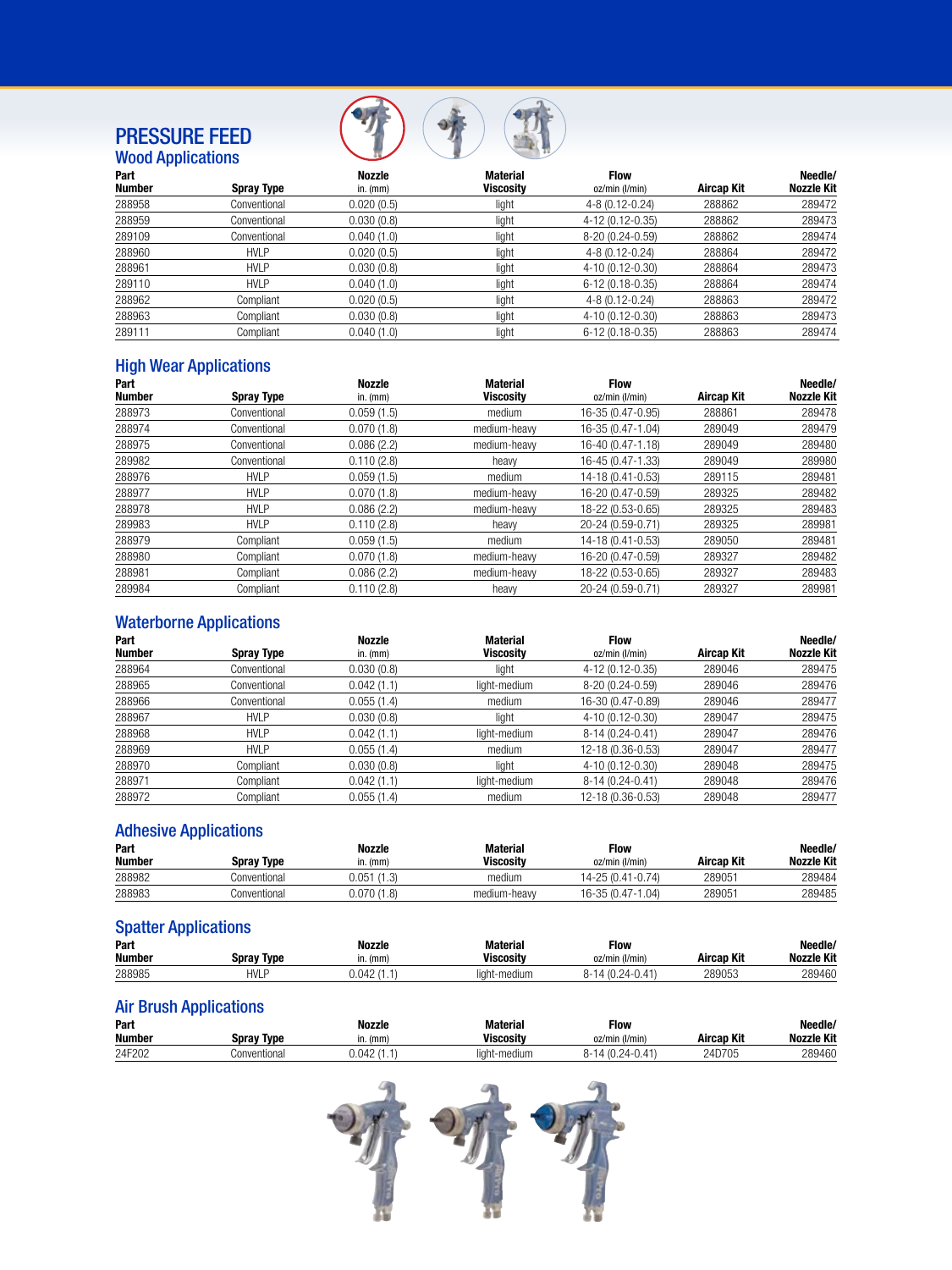# PRESSURE FEED

## Wood Applications

| Part Number | Spray Type | Nozzle in. (mm) | Material Viscosity | Flow oz/min (l/min) | Aircap Kit | Needle/ Nozzle Kit |
|---|---|---|---|---|---|---|
| 288958 | Conventional | 0.020 (0.5) | light | 4-8 (0.12-0.24) | 288862 | 289472 |
| 288959 | Conventional | 0.030 (0.8) | light | 4-12 (0.12-0.35) | 288862 | 289473 |
| 289109 | Conventional | 0.040 (1.0) | light | 8-20 (0.24-0.59) | 288862 | 289474 |
| 288960 | HVLP | 0.020 (0.5) | light | 4-8 (0.12-0.24) | 288864 | 289472 |
| 288961 | HVLP | 0.030 (0.8) | light | 4-10 (0.12-0.30) | 288864 | 289473 |
| 289110 | HVLP | 0.040 (1.0) | light | 6-12 (0.18-0.35) | 288864 | 289474 |
| 288962 | Compliant | 0.020 (0.5) | light | 4-8 (0.12-0.24) | 288863 | 289472 |
| 288963 | Compliant | 0.030 (0.8) | light | 4-10 (0.12-0.30) | 288863 | 289473 |
| 289111 | Compliant | 0.040 (1.0) | light | 6-12 (0.18-0.35) | 288863 | 289474 |

## High Wear Applications

| Part Number | Spray Type | Nozzle in. (mm) | Material Viscosity | Flow oz/min (l/min) | Aircap Kit | Needle/ Nozzle Kit |
|---|---|---|---|---|---|---|
| 288973 | Conventional | 0.059 (1.5) | medium | 16-35 (0.47-0.95) | 288861 | 289478 |
| 288974 | Conventional | 0.070 (1.8) | medium-heavy | 16-35 (0.47-1.04) | 289049 | 289479 |
| 288975 | Conventional | 0.086 (2.2) | medium-heavy | 16-40 (0.47-1.18) | 289049 | 289480 |
| 289982 | Conventional | 0.110 (2.8) | heavy | 16-45 (0.47-1.33) | 289049 | 289980 |
| 288976 | HVLP | 0.059 (1.5) | medium | 14-18 (0.41-0.53) | 289115 | 289481 |
| 288977 | HVLP | 0.070 (1.8) | medium-heavy | 16-20 (0.47-0.59) | 289325 | 289482 |
| 288978 | HVLP | 0.086 (2.2) | medium-heavy | 18-22 (0.53-0.65) | 289325 | 289483 |
| 289983 | HVLP | 0.110 (2.8) | heavy | 20-24 (0.59-0.71) | 289325 | 289981 |
| 288979 | Compliant | 0.059 (1.5) | medium | 14-18 (0.41-0.53) | 289050 | 289481 |
| 288980 | Compliant | 0.070 (1.8) | medium-heavy | 16-20 (0.47-0.59) | 289327 | 289482 |
| 288981 | Compliant | 0.086 (2.2) | medium-heavy | 18-22 (0.53-0.65) | 289327 | 289483 |
| 289984 | Compliant | 0.110 (2.8) | heavy | 20-24 (0.59-0.71) | 289327 | 289981 |

## Waterborne Applications

| Part Number | Spray Type | Nozzle in. (mm) | Material Viscosity | Flow oz/min (l/min) | Aircap Kit | Needle/ Nozzle Kit |
|---|---|---|---|---|---|---|
| 288964 | Conventional | 0.030 (0.8) | light | 4-12 (0.12-0.35) | 289046 | 289475 |
| 288965 | Conventional | 0.042 (1.1) | light-medium | 8-20 (0.24-0.59) | 289046 | 289476 |
| 288966 | Conventional | 0.055 (1.4) | medium | 16-30 (0.47-0.89) | 289046 | 289477 |
| 288967 | HVLP | 0.030 (0.8) | light | 4-10 (0.12-0.30) | 289047 | 289475 |
| 288968 | HVLP | 0.042 (1.1) | light-medium | 8-14 (0.24-0.41) | 289047 | 289476 |
| 288969 | HVLP | 0.055 (1.4) | medium | 12-18 (0.36-0.53) | 289047 | 289477 |
| 288970 | Compliant | 0.030 (0.8) | light | 4-10 (0.12-0.30) | 289048 | 289475 |
| 288971 | Compliant | 0.042 (1.1) | light-medium | 8-14 (0.24-0.41) | 289048 | 289476 |
| 288972 | Compliant | 0.055 (1.4) | medium | 12-18 (0.36-0.53) | 289048 | 289477 |

## Adhesive Applications

| Part Number | Spray Type | Nozzle in. (mm) | Material Viscosity | Flow oz/min (l/min) | Aircap Kit | Needle/ Nozzle Kit |
|---|---|---|---|---|---|---|
| 288982 | Conventional | 0.051 (1.3) | medium | 14-25 (0.41-0.74) | 289051 | 289484 |
| 288983 | Conventional | 0.070 (1.8) | medium-heavy | 16-35 (0.47-1.04) | 289051 | 289485 |

## Spatter Applications

| Part Number | Spray Type | Nozzle in. (mm) | Material Viscosity | Flow oz/min (l/min) | Aircap Kit | Needle/ Nozzle Kit |
|---|---|---|---|---|---|---|
| 288985 | HVLP | 0.042 (1.1) | light-medium | 8-14 (0.24-0.41) | 289053 | 289460 |

## Air Brush Applications

| Part Number | Spray Type | Nozzle in. (mm) | Material Viscosity | Flow oz/min (l/min) | Aircap Kit | Needle/ Nozzle Kit |
|---|---|---|---|---|---|---|
| 24F202 | Conventional | 0.042 (1.1) | light-medium | 8-14 (0.24-0.41) | 24D705 | 289460 |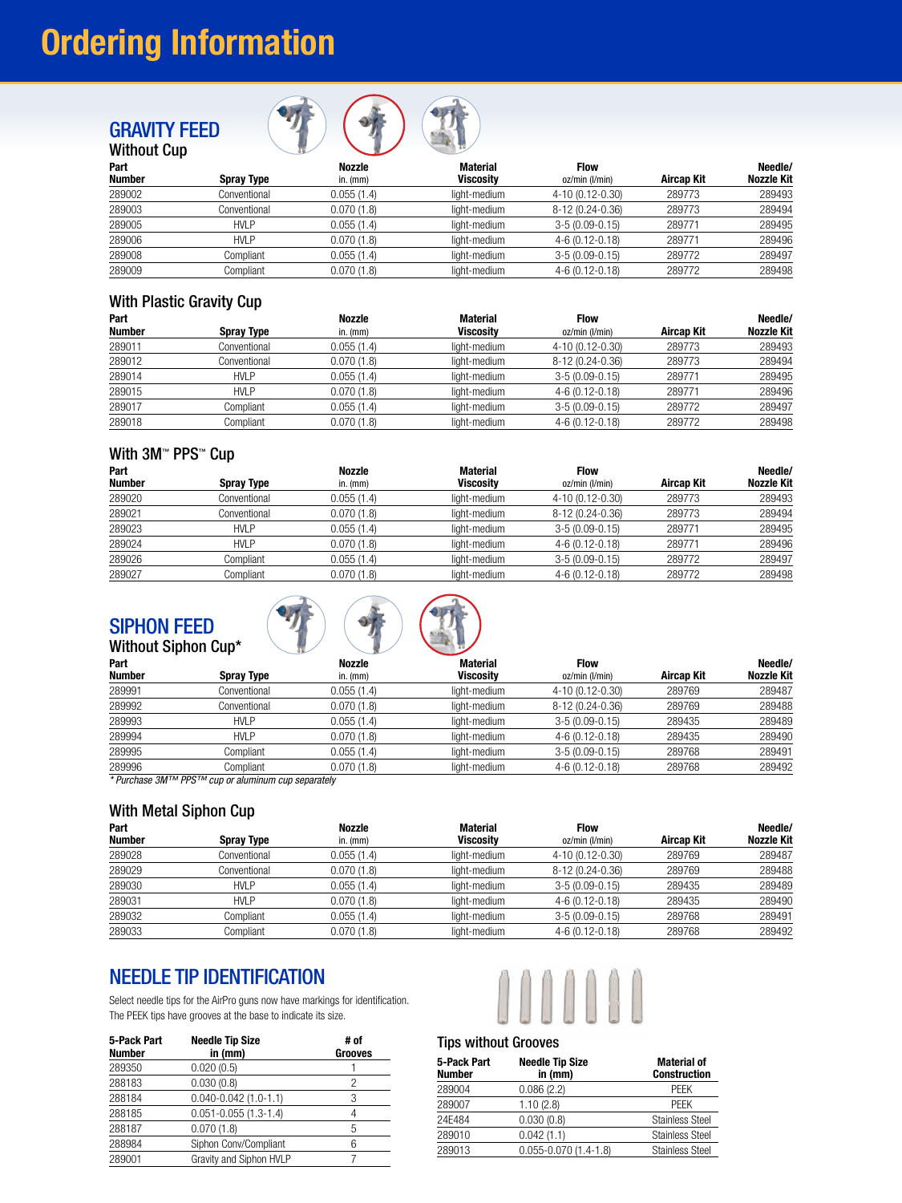# Ordering Information

## GRAVITY FEED

### Without Cup

| Part Number | Spray Type | Nozzle in. (mm) | Material Viscosity | Flow oz/min (l/min) | Aircap Kit | Needle/ Nozzle Kit |
|---|---|---|---|---|---|---|
| 289002 | Conventional | 0.055 (1.4) | light-medium | 4-10 (0.12-0.30) | 289773 | 289493 |
| 289003 | Conventional | 0.070 (1.8) | light-medium | 8-12 (0.24-0.36) | 289773 | 289494 |
| 289005 | HVLP | 0.055 (1.4) | light-medium | 3-5 (0.09-0.15) | 289771 | 289495 |
| 289006 | HVLP | 0.070 (1.8) | light-medium | 4-6 (0.12-0.18) | 289771 | 289496 |
| 289008 | Compliant | 0.055 (1.4) | light-medium | 3-5 (0.09-0.15) | 289772 | 289497 |
| 289009 | Compliant | 0.070 (1.8) | light-medium | 4-6 (0.12-0.18) | 289772 | 289498 |

### With Plastic Gravity Cup

| Part Number | Spray Type | Nozzle in. (mm) | Material Viscosity | Flow oz/min (l/min) | Aircap Kit | Needle/ Nozzle Kit |
|---|---|---|---|---|---|---|
| 289011 | Conventional | 0.055 (1.4) | light-medium | 4-10 (0.12-0.30) | 289773 | 289493 |
| 289012 | Conventional | 0.070 (1.8) | light-medium | 8-12 (0.24-0.36) | 289773 | 289494 |
| 289014 | HVLP | 0.055 (1.4) | light-medium | 3-5 (0.09-0.15) | 289771 | 289495 |
| 289015 | HVLP | 0.070 (1.8) | light-medium | 4-6 (0.12-0.18) | 289771 | 289496 |
| 289017 | Compliant | 0.055 (1.4) | light-medium | 3-5 (0.09-0.15) | 289772 | 289497 |
| 289018 | Compliant | 0.070 (1.8) | light-medium | 4-6 (0.12-0.18) | 289772 | 289498 |

### With 3M™ PPS™ Cup

| Part Number | Spray Type | Nozzle in. (mm) | Material Viscosity | Flow oz/min (l/min) | Aircap Kit | Needle/ Nozzle Kit |
|---|---|---|---|---|---|---|
| 289020 | Conventional | 0.055 (1.4) | light-medium | 4-10 (0.12-0.30) | 289773 | 289493 |
| 289021 | Conventional | 0.070 (1.8) | light-medium | 8-12 (0.24-0.36) | 289773 | 289494 |
| 289023 | HVLP | 0.055 (1.4) | light-medium | 3-5 (0.09-0.15) | 289771 | 289495 |
| 289024 | HVLP | 0.070 (1.8) | light-medium | 4-6 (0.12-0.18) | 289771 | 289496 |
| 289026 | Compliant | 0.055 (1.4) | light-medium | 3-5 (0.09-0.15) | 289772 | 289497 |
| 289027 | Compliant | 0.070 (1.8) | light-medium | 4-6 (0.12-0.18) | 289772 | 289498 |

## SIPHON FEED

### Without Siphon Cup*

| Part Number | Spray Type | Nozzle in. (mm) | Material Viscosity | Flow oz/min (l/min) | Aircap Kit | Needle/ Nozzle Kit |
|---|---|---|---|---|---|---|
| 289991 | Conventional | 0.055 (1.4) | light-medium | 4-10 (0.12-0.30) | 289769 | 289487 |
| 289992 | Conventional | 0.070 (1.8) | light-medium | 8-12 (0.24-0.36) | 289769 | 289488 |
| 289993 | HVLP | 0.055 (1.4) | light-medium | 3-5 (0.09-0.15) | 289435 | 289489 |
| 289994 | HVLP | 0.070 (1.8) | light-medium | 4-6 (0.12-0.18) | 289435 | 289490 |
| 289995 | Compliant | 0.055 (1.4) | light-medium | 3-5 (0.09-0.15) | 289768 | 289491 |
| 289996 | Compliant | 0.070 (1.8) | light-medium | 4-6 (0.12-0.18) | 289768 | 289492 |

*\* Purchase 3M™ PPS™ cup or aluminum cup separately*

### With Metal Siphon Cup

| Part Number | Spray Type | Nozzle in. (mm) | Material Viscosity | Flow oz/min (l/min) | Aircap Kit | Needle/ Nozzle Kit |
|---|---|---|---|---|---|---|
| 289028 | Conventional | 0.055 (1.4) | light-medium | 4-10 (0.12-0.30) | 289769 | 289487 |
| 289029 | Conventional | 0.070 (1.8) | light-medium | 8-12 (0.24-0.36) | 289769 | 289488 |
| 289030 | HVLP | 0.055 (1.4) | light-medium | 3-5 (0.09-0.15) | 289435 | 289489 |
| 289031 | HVLP | 0.070 (1.8) | light-medium | 4-6 (0.12-0.18) | 289435 | 289490 |
| 289032 | Compliant | 0.055 (1.4) | light-medium | 3-5 (0.09-0.15) | 289768 | 289491 |
| 289033 | Compliant | 0.070 (1.8) | light-medium | 4-6 (0.12-0.18) | 289768 | 289492 |

## NEEDLE TIP IDENTIFICATION

Select needle tips for the AirPro guns now have markings for identification. The PEEK tips have grooves at the base to indicate its size.

| 5-Pack Part Number | Needle Tip Size in (mm) | # of Grooves |
|---|---|---|
| 289350 | 0.020 (0.5) | 1 |
| 288183 | 0.030 (0.8) | 2 |
| 288184 | 0.040-0.042 (1.0-1.1) | 3 |
| 288185 | 0.051-0.055 (1.3-1.4) | 4 |
| 288187 | 0.070 (1.8) | 5 |
| 288984 | Siphon Conv/Compliant | 6 |
| 289001 | Gravity and Siphon HVLP | 7 |

### Tips without Grooves

| 5-Pack Part Number | Needle Tip Size in (mm) | Material of Construction |
|---|---|---|
| 289004 | 0.086 (2.2) | PEEK |
| 289007 | 1.10 (2.8) | PEEK |
| 24E484 | 0.030 (0.8) | Stainless Steel |
| 289010 | 0.042 (1.1) | Stainless Steel |
| 289013 | 0.055-0.070 (1.4-1.8) | Stainless Steel |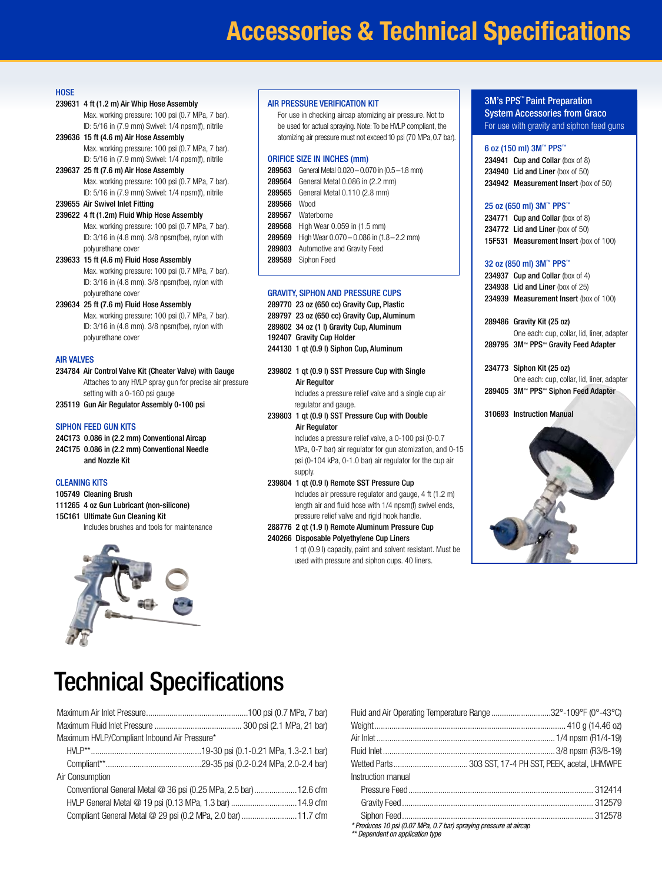# Accessories & Technical Specifications

## HOSE

**239631 4 ft (1.2 m) Air Whip Hose Assembly**
Max. working pressure: 100 psi (0.7 MPa, 7 bar). ID: 5/16 in (7.9 mm) Swivel: 1/4 npsm(f), nitrile

**239636 15 ft (4.6 m) Air Hose Assembly**
Max. working pressure: 100 psi (0.7 MPa, 7 bar). ID: 5/16 in (7.9 mm) Swivel: 1/4 npsm(f), nitrile

**239637 25 ft (7.6 m) Air Hose Assembly**
Max. working pressure: 100 psi (0.7 MPa, 7 bar). ID: 5/16 in (7.9 mm) Swivel: 1/4 npsm(f), nitrile

**239655 Air Swivel Inlet Fitting**

**239622 4 ft (1.2m) Fluid Whip Hose Assembly**
Max. working pressure: 100 psi (0.7 MPa, 7 bar). ID: 3/16 in (4.8 mm). 3/8 npsm(fbe), nylon with polyurethane cover

**239633 15 ft (4.6 m) Fluid Hose Assembly**
Max. working pressure: 100 psi (0.7 MPa, 7 bar). ID: 3/16 in (4.8 mm). 3/8 npsm(fbe), nylon with polyurethane cover

**239634 25 ft (7.6 m) Fluid Hose Assembly**
Max. working pressure: 100 psi (0.7 MPa, 7 bar). ID: 3/16 in (4.8 mm). 3/8 npsm(fbe), nylon with polyurethane cover

## AIR VALVES

**234784 Air Control Valve Kit (Cheater Valve) with Gauge**
Attaches to any HVLP spray gun for precise air pressure setting with a 0-160 psi gauge

**235119 Gun Air Regulator Assembly 0-100 psi**

## SIPHON FEED GUN KITS

**24C173 0.086 in (2.2 mm) Conventional Aircap**
**24C175 0.086 in (2.2 mm) Conventional Needle and Nozzle Kit**

## CLEANING KITS

**105749 Cleaning Brush**
**111265 4 oz Gun Lubricant (non-silicone)**
**15C161 Ultimate Gun Cleaning Kit**
Includes brushes and tools for maintenance

## AIR PRESSURE VERIFICATION KIT

For use in checking aircap atomizing air pressure. Not to be used for actual spraying. Note: To be HVLP compliant, the atomizing air pressure must not exceed 10 psi (70 MPa, 0.7 bar).

## ORIFICE SIZE IN INCHES (mm)

**289563** General Metal 0.020 – 0.070 in (0.5 –1.8 mm)
**289564** General Metal 0.086 in (2.2 mm)
**289565** General Metal 0.110 (2.8 mm)
**289566** Wood
**289567** Waterborne
**289568** High Wear 0.059 in (1.5 mm)
**289569** High Wear 0.070 – 0.086 in (1.8 – 2.2 mm)
**289803** Automotive and Gravity Feed
**289589** Siphon Feed

## GRAVITY, SIPHON AND PRESSURE CUPS

**289770 23 oz (650 cc) Gravity Cup, Plastic**
**289797 23 oz (650 cc) Gravity Cup, Aluminum**
**289802 34 oz (1 l) Gravity Cup, Aluminum**
**192407 Gravity Cup Holder**
**244130 1 qt (0.9 l) Siphon Cup, Aluminum**

**239802 1 qt (0.9 l) SST Pressure Cup with Single Air Regultor**
Includes a pressure relief valve and a single cup air regulator and gauge.

**239803 1 qt (0.9 l) SST Pressure Cup with Double Air Regulator**
Includes a pressure relief valve, a 0-100 psi (0-0.7 MPa, 0-7 bar) air regulator for gun atomization, and 0-15 psi (0-104 kPa, 0-1.0 bar) air regulator for the cup air supply.

**239804 1 qt (0.9 l) Remote SST Pressure Cup**
Includes air pressure regulator and gauge, 4 ft (1.2 m) length air and fluid hose with 1/4 npsm(f) swivel ends, pressure relief valve and rigid hook handle.

**288776 2 qt (1.9 l) Remote Aluminum Pressure Cup**
**240266 Disposable Polyethylene Cup Liners**
1 qt (0.9 l) capacity, paint and solvent resistant. Must be used with pressure and siphon cups. 40 liners.

## 3M's PPS™ Paint Preparation System Accessories from Graco

For use with gravity and siphon feed guns

### 6 oz (150 ml) 3M™ PPS™

**234941 Cup and Collar** (box of 8)
**234940 Lid and Liner** (box of 50)
**234942 Measurement Insert** (box of 50)

### 25 oz (650 ml) 3M™ PPS™

**234771 Cup and Collar** (box of 8)
**234772 Lid and Liner** (box of 50)
**15F531 Measurement Insert** (box of 100)

### 32 oz (850 ml) 3M™ PPS™

**234937 Cup and Collar** (box of 4)
**234938 Lid and Liner** (box of 25)
**234939 Measurement Insert** (box of 100)

**289486 Gravity Kit (25 oz)**
One each: cup, collar, lid, liner, adapter
**289795 3M™ PPS™ Gravity Feed Adapter**

**234773 Siphon Kit (25 oz)**
One each: cup, collar, lid, liner, adapter
**289405 3M™ PPS™ Siphon Feed Adapter**

**310693 Instruction Manual**

# Technical Specifications

| Specification | Value |
|---|---|
| Maximum Air Inlet Pressure | 100 psi (0.7 MPa, 7 bar) |
| Maximum Fluid Inlet Pressure | 300 psi (2.1 MPa, 21 bar) |
| Maximum HVLP/Compliant Inbound Air Pressure* | |
| HVLP** | 19-30 psi (0.1-0.21 MPa, 1.3-2.1 bar) |
| Compliant** | 29-35 psi (0.2-0.24 MPa, 2.0-2.4 bar) |
| Air Consumption | |
| Conventional General Metal @ 36 psi (0.25 MPa, 2.5 bar) | 12.6 cfm |
| HVLP General Metal @ 19 psi (0.13 MPa, 1.3 bar) | 14.9 cfm |
| Compliant General Metal @ 29 psi (0.2 MPa, 2.0 bar) | 11.7 cfm |
| Fluid and Air Operating Temperature Range | 32°-109°F (0°-43°C) |
| Weight | 410 g (14.46 oz) |
| Air Inlet | 1/4 npsm (R1/4-19) |
| Fluid Inlet | 3/8 npsm (R3/8-19) |
| Wetted Parts | 303 SST, 17-4 PH SST, PEEK, acetal, UHMWPE |
| Instruction manual | |
| Pressure Feed | 312414 |
| Gravity Feed | 312579 |
| Siphon Feed | 312578 |

*\* Produces 10 psi (0.07 MPa, 0.7 bar) spraying pressure at aircap*
*\*\* Dependent on application type*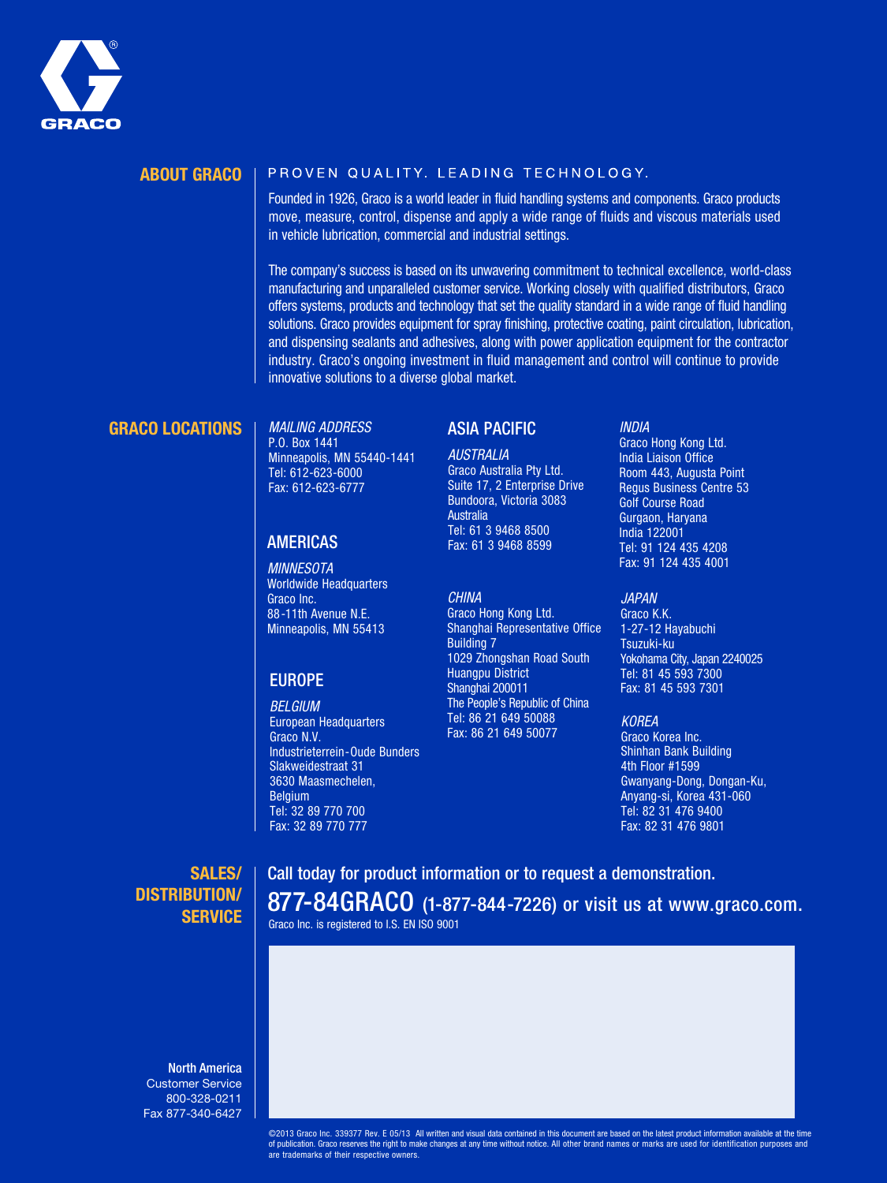GRACO

## ABOUT GRACO

PROVEN QUALITY. LEADING TECHNOLOGY.

Founded in 1926, Graco is a world leader in fluid handling systems and components. Graco products move, measure, control, dispense and apply a wide range of fluids and viscous materials used in vehicle lubrication, commercial and industrial settings.

The company's success is based on its unwavering commitment to technical excellence, world-class manufacturing and unparalleled customer service. Working closely with qualified distributors, Graco offers systems, products and technology that set the quality standard in a wide range of fluid handling solutions. Graco provides equipment for spray finishing, protective coating, paint circulation, lubrication, and dispensing sealants and adhesives, along with power application equipment for the contractor industry. Graco's ongoing investment in fluid management and control will continue to provide innovative solutions to a diverse global market.

## GRACO LOCATIONS

*MAILING ADDRESS*
P.O. Box 1441
Minneapolis, MN 55440-1441
Tel: 612-623-6000
Fax: 612-623-6777

### AMERICAS

*MINNESOTA*
Worldwide Headquarters
Graco Inc.
88-11th Avenue N.E.
Minneapolis, MN 55413

### EUROPE

*BELGIUM*
European Headquarters
Graco N.V.
Industrieterrein-Oude Bunders
Slakweidestraat 31
3630 Maasmechelen,
Belgium
Tel: 32 89 770 700
Fax: 32 89 770 777

### ASIA PACIFIC

*AUSTRALIA*
Graco Australia Pty Ltd.
Suite 17, 2 Enterprise Drive
Bundoora, Victoria 3083
Australia
Tel: 61 3 9468 8500
Fax: 61 3 9468 8599

*CHINA*
Graco Hong Kong Ltd.
Shanghai Representative Office
Building 7
1029 Zhongshan Road South
Huangpu District
Shanghai 200011
The People's Republic of China
Tel: 86 21 649 50088
Fax: 86 21 649 50077

*INDIA*
Graco Hong Kong Ltd.
India Liaison Office
Room 443, Augusta Point
Regus Business Centre 53
Golf Course Road
Gurgaon, Haryana
India 122001
Tel: 91 124 435 4208
Fax: 91 124 435 4001

*JAPAN*
Graco K.K.
1-27-12 Hayabuchi
Tsuzuki-ku
Yokohama City, Japan 2240025
Tel: 81 45 593 7300
Fax: 81 45 593 7301

*KOREA*
Graco Korea Inc.
Shinhan Bank Building
4th Floor #1599
Gwanyang-Dong, Dongan-Ku,
Anyang-si, Korea 431-060
Tel: 82 31 476 9400
Fax: 82 31 476 9801

## SALES/ DISTRIBUTION/ SERVICE

Call today for product information or to request a demonstration.

**877-84GRACO** (1-877-844-7226) or visit us at www.graco.com.

Graco Inc. is registered to I.S. EN ISO 9001

**North America**
Customer Service
800-328-0211
Fax 877-340-6427

©2013 Graco Inc. 339377 Rev. E 05/13 All written and visual data contained in this document are based on the latest product information available at the time of publication. Graco reserves the right to make changes at any time without notice. All other brand names or marks are used for identification purposes and are trademarks of their respective owners.